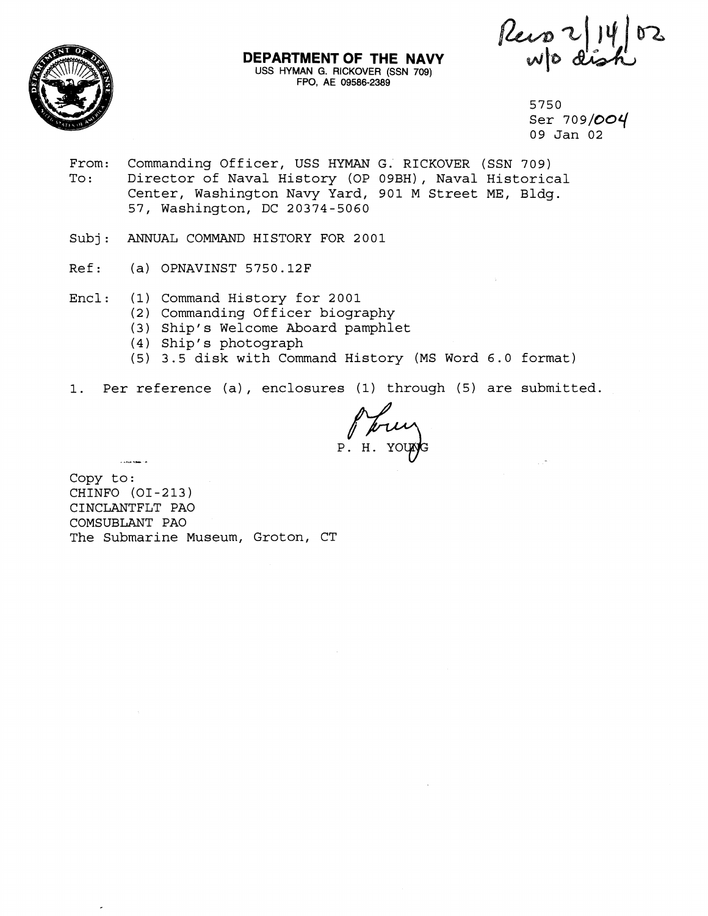Recd 2/14/02 w/o disk

**DEPARTMENT OF THE NAVY**
USS HYMAN G. RICKOVER (SSN 709)
FPO, AE 09586-2389

5750
Ser 709/004
09 Jan 02

From: Commanding Officer, USS HYMAN G. RICKOVER (SSN 709)
To: Director of Naval History (OP 09BH), Naval Historical Center, Washington Navy Yard, 901 M Street ME, Bldg. 57, Washington, DC 20374-5060

Subj: ANNUAL COMMAND HISTORY FOR 2001

Ref: (a) OPNAVINST 5750.12F

Encl: (1) Command History for 2001
(2) Commanding Officer biography
(3) Ship's Welcome Aboard pamphlet
(4) Ship's photograph
(5) 3.5 disk with Command History (MS Word 6.0 format)

1. Per reference (a), enclosures (1) through (5) are submitted.

P. H. YOUNG

Copy to:
CHINFO (OI-213)
CINCLANTFLT PAO
COMSUBLANT PAO
The Submarine Museum, Groton, CT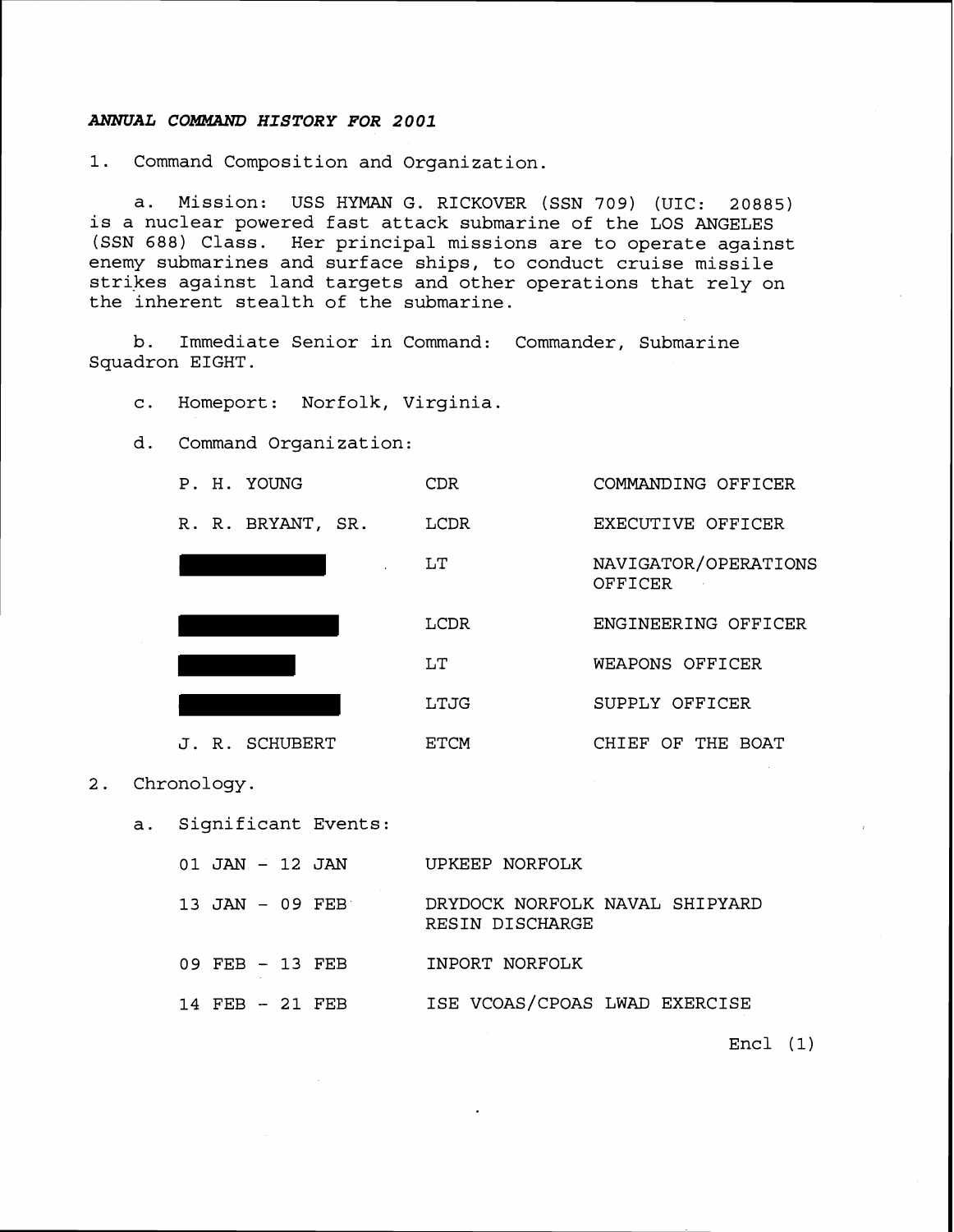***ANNUAL COMMAND HISTORY FOR 2001***

1. Command Composition and Organization.

   a. Mission: USS HYMAN G. RICKOVER (SSN 709) (UIC: 20885) is a nuclear powered fast attack submarine of the LOS ANGELES (SSN 688) Class. Her principal missions are to operate against enemy submarines and surface ships, to conduct cruise missile strikes against land targets and other operations that rely on the inherent stealth of the submarine.

   b. Immediate Senior in Command: Commander, Submarine Squadron EIGHT.

   c. Homeport: Norfolk, Virginia.

   d. Command Organization:

| | | |
|---|---|---|
| P. H. YOUNG | CDR | COMMANDING OFFICER |
| R. R. BRYANT, SR. | LCDR | EXECUTIVE OFFICER |
| [REDACTED] | LT | NAVIGATOR/OPERATIONS OFFICER |
| [REDACTED] | LCDR | ENGINEERING OFFICER |
| [REDACTED] | LT | WEAPONS OFFICER |
| [REDACTED] | LTJG | SUPPLY OFFICER |
| J. R. SCHUBERT | ETCM | CHIEF OF THE BOAT |

2. Chronology.

   a. Significant Events:

| | |
|---|---|
| 01 JAN - 12 JAN | UPKEEP NORFOLK |
| 13 JAN - 09 FEB | DRYDOCK NORFOLK NAVAL SHIPYARD RESIN DISCHARGE |
| 09 FEB - 13 FEB | INPORT NORFOLK |
| 14 FEB - 21 FEB | ISE VCOAS/CPOAS LWAD EXERCISE |

Encl (1)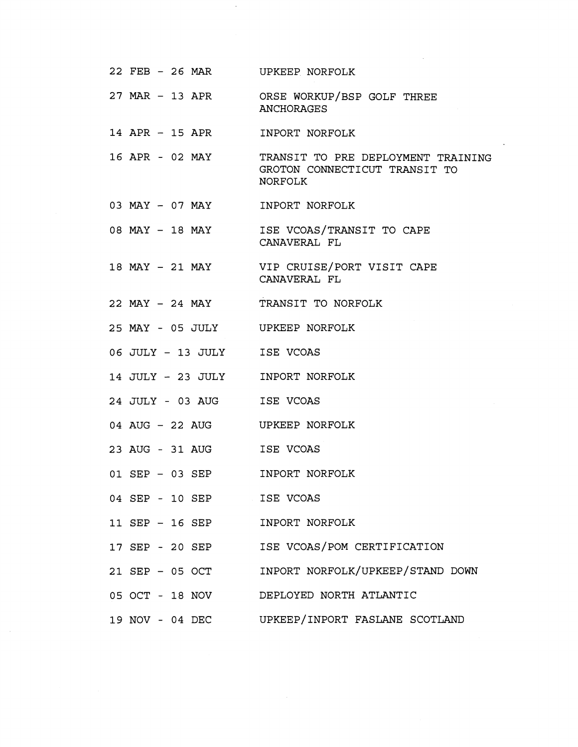| | |
|---|---|
| 22 FEB - 26 MAR | UPKEEP NORFOLK |
| 27 MAR - 13 APR | ORSE WORKUP/BSP GOLF THREE ANCHORAGES |
| 14 APR - 15 APR | INPORT NORFOLK |
| 16 APR - 02 MAY | TRANSIT TO PRE DEPLOYMENT TRAINING GROTON CONNECTICUT TRANSIT TO NORFOLK |
| 03 MAY - 07 MAY | INPORT NORFOLK |
| 08 MAY - 18 MAY | ISE VCOAS/TRANSIT TO CAPE CANAVERAL FL |
| 18 MAY - 21 MAY | VIP CRUISE/PORT VISIT CAPE CANAVERAL FL |
| 22 MAY - 24 MAY | TRANSIT TO NORFOLK |
| 25 MAY - 05 JULY | UPKEEP NORFOLK |
| 06 JULY - 13 JULY | ISE VCOAS |
| 14 JULY - 23 JULY | INPORT NORFOLK |
| 24 JULY - 03 AUG | ISE VCOAS |
| 04 AUG - 22 AUG | UPKEEP NORFOLK |
| 23 AUG - 31 AUG | ISE VCOAS |
| 01 SEP - 03 SEP | INPORT NORFOLK |
| 04 SEP - 10 SEP | ISE VCOAS |
| 11 SEP - 16 SEP | INPORT NORFOLK |
| 17 SEP - 20 SEP | ISE VCOAS/POM CERTIFICATION |
| 21 SEP - 05 OCT | INPORT NORFOLK/UPKEEP/STAND DOWN |
| 05 OCT - 18 NOV | DEPLOYED NORTH ATLANTIC |
| 19 NOV - 04 DEC | UPKEEP/INPORT FASLANE SCOTLAND |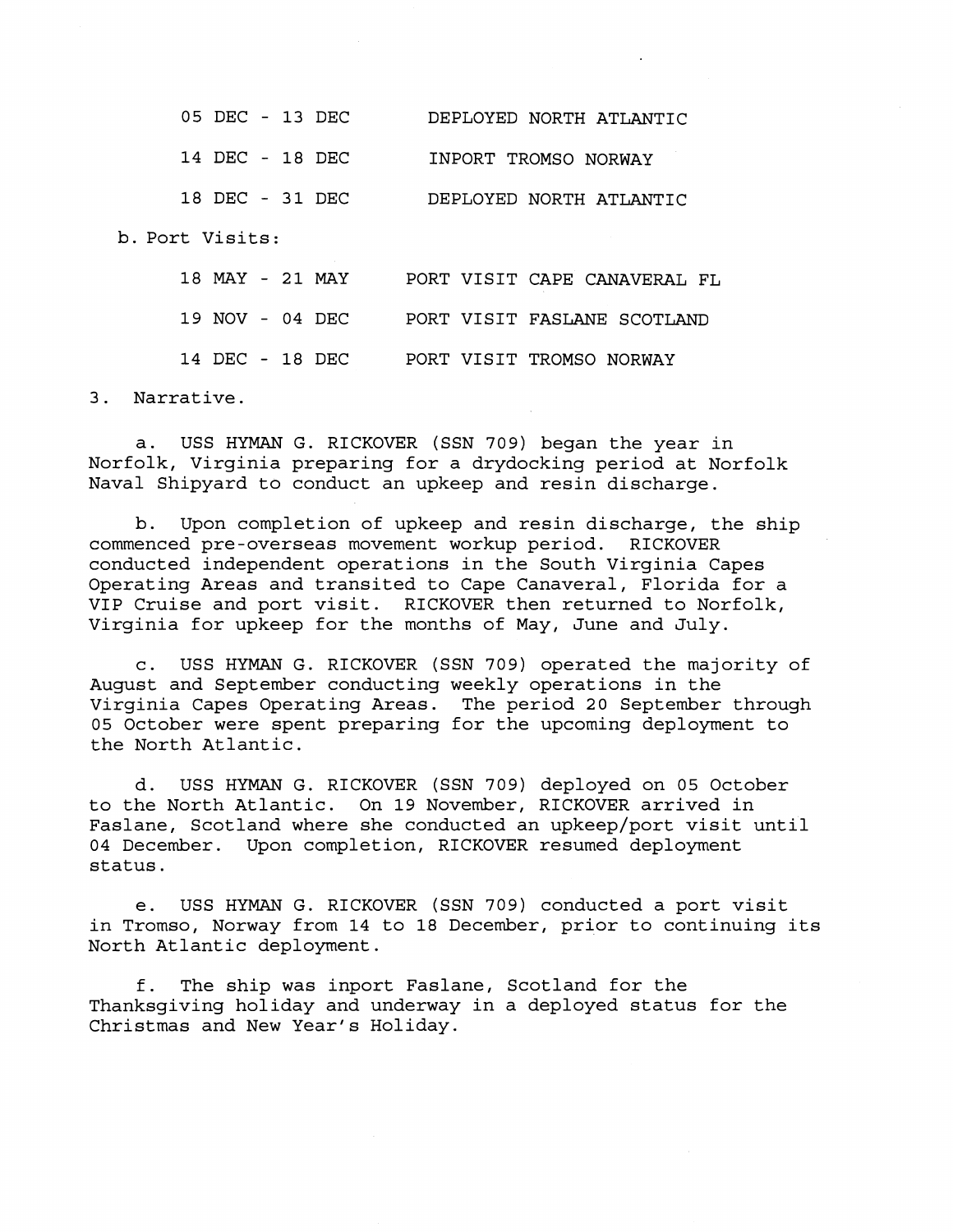| | |
|---|---|
| 05 DEC - 13 DEC | DEPLOYED NORTH ATLANTIC |
| 14 DEC - 18 DEC | INPORT TROMSO NORWAY |
| 18 DEC - 31 DEC | DEPLOYED NORTH ATLANTIC |

b. Port Visits:

| | |
|---|---|
| 18 MAY - 21 MAY | PORT VISIT CAPE CANAVERAL FL |
| 19 NOV - 04 DEC | PORT VISIT FASLANE SCOTLAND |
| 14 DEC - 18 DEC | PORT VISIT TROMSO NORWAY |

3. Narrative.

a. USS HYMAN G. RICKOVER (SSN 709) began the year in Norfolk, Virginia preparing for a drydocking period at Norfolk Naval Shipyard to conduct an upkeep and resin discharge.

b. Upon completion of upkeep and resin discharge, the ship commenced pre-overseas movement workup period. RICKOVER conducted independent operations in the South Virginia Capes Operating Areas and transited to Cape Canaveral, Florida for a VIP Cruise and port visit. RICKOVER then returned to Norfolk, Virginia for upkeep for the months of May, June and July.

c. USS HYMAN G. RICKOVER (SSN 709) operated the majority of August and September conducting weekly operations in the Virginia Capes Operating Areas. The period 20 September through 05 October were spent preparing for the upcoming deployment to the North Atlantic.

d. USS HYMAN G. RICKOVER (SSN 709) deployed on 05 October to the North Atlantic. On 19 November, RICKOVER arrived in Faslane, Scotland where she conducted an upkeep/port visit until 04 December. Upon completion, RICKOVER resumed deployment status.

e. USS HYMAN G. RICKOVER (SSN 709) conducted a port visit in Tromso, Norway from 14 to 18 December, prior to continuing its North Atlantic deployment.

f. The ship was inport Faslane, Scotland for the Thanksgiving holiday and underway in a deployed status for the Christmas and New Year's Holiday.